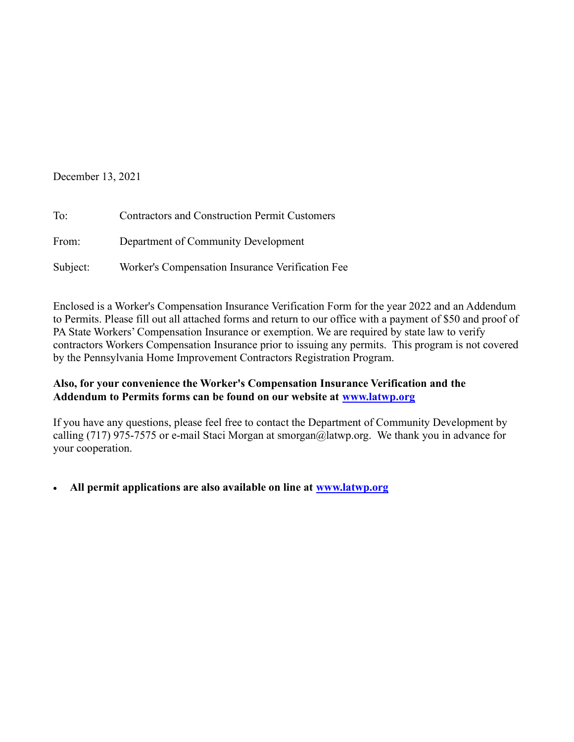December 13, 2021

To: Contractors and Construction Permit Customers

From: Department of Community Development

Subject: Worker's Compensation Insurance Verification Fee

Enclosed is a Worker's Compensation Insurance Verification Form for the year 2022 and an Addendum to Permits. Please fill out all attached forms and return to our office with a payment of $50 and proof of PA State Workers' Compensation Insurance or exemption. We are required by state law to verify contractors Workers Compensation Insurance prior to issuing any permits. This program is not covered by the Pennsylvania Home Improvement Contractors Registration Program.

**Also, for your convenience the Worker's Compensation Insurance Verification and the Addendum to Permits forms can be found on our website at [www.latwp.org](http://www.latwp.org)**

If you have any questions, please feel free to contact the Department of Community Development by calling (717) 975-7575 or e-mail Staci Morgan at smorgan@latwp.org. We thank you in advance for your cooperation.

- **All permit applications are also available on line at [www.latwp.org](http://www.latwp.org)**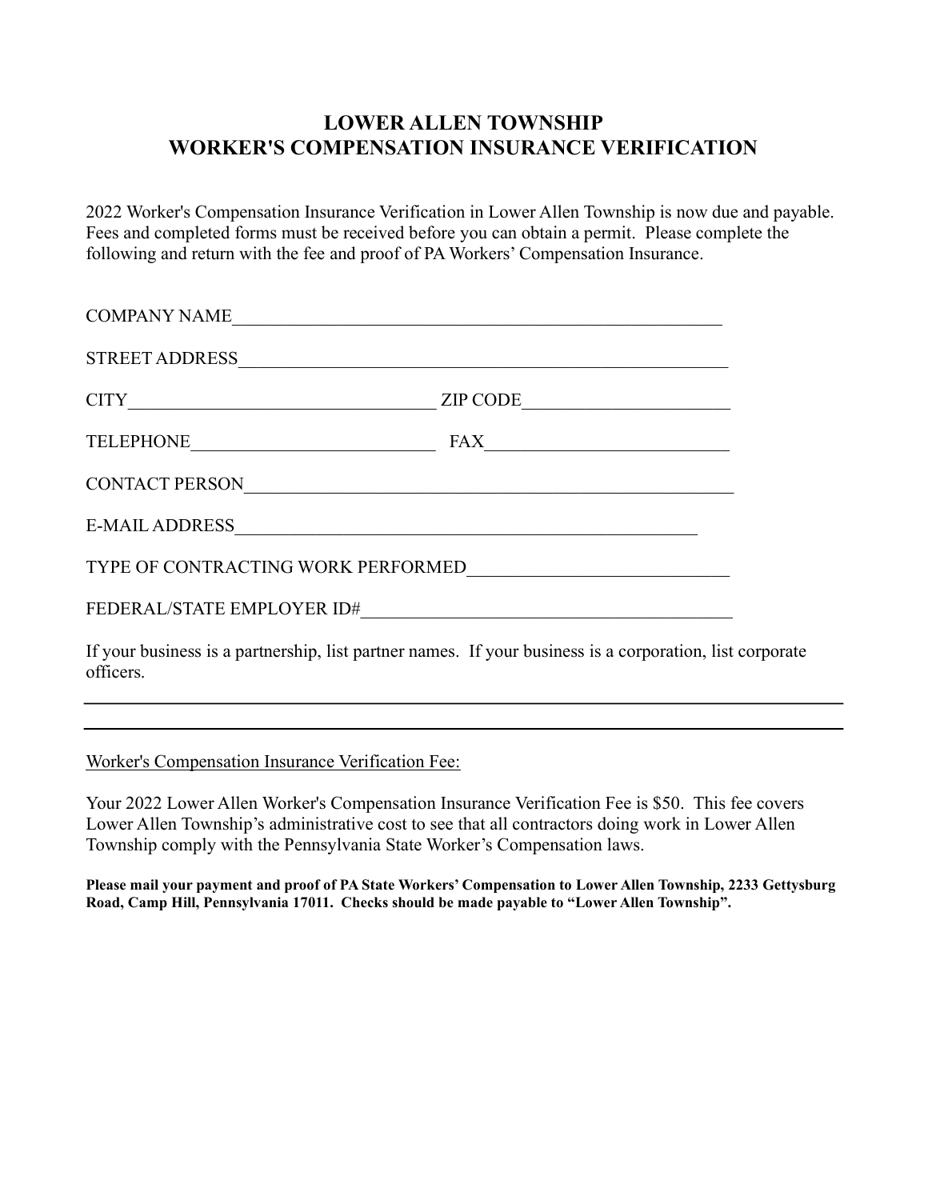# LOWER ALLEN TOWNSHIP
# WORKER'S COMPENSATION INSURANCE VERIFICATION

2022 Worker's Compensation Insurance Verification in Lower Allen Township is now due and payable. Fees and completed forms must be received before you can obtain a permit. Please complete the following and return with the fee and proof of PA Workers' Compensation Insurance.

COMPANY NAME_______________________________________________________

STREET ADDRESS_____________________________________________________

CITY_________________________________ ZIP CODE______________________

TELEPHONE___________________________ FAX__________________________

CONTACT PERSON_____________________________________________________

E-MAIL ADDRESS____________________________________________________

TYPE OF CONTRACTING WORK PERFORMED____________________________

FEDERAL/STATE EMPLOYER ID#________________________________________

If your business is a partnership, list partner names. If your business is a corporation, list corporate officers.

_____________________________________________________________________________

_____________________________________________________________________________

Worker's Compensation Insurance Verification Fee:

Your 2022 Lower Allen Worker's Compensation Insurance Verification Fee is $50. This fee covers Lower Allen Township's administrative cost to see that all contractors doing work in Lower Allen Township comply with the Pennsylvania State Worker's Compensation laws.

**Please mail your payment and proof of PA State Workers' Compensation to Lower Allen Township, 2233 Gettysburg Road, Camp Hill, Pennsylvania 17011. Checks should be made payable to "Lower Allen Township".**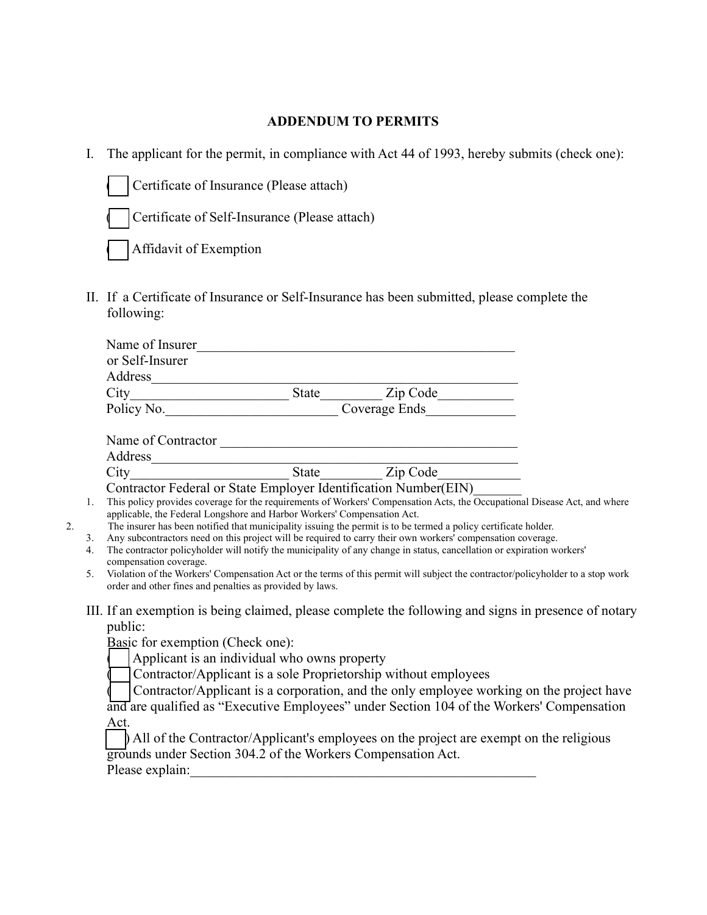## ADDENDUM TO PERMITS

I. The applicant for the permit, in compliance with Act 44 of 1993, hereby submits (check one):

☐ Certificate of Insurance (Please attach)

☐ Certificate of Self-Insurance (Please attach)

☐ Affidavit of Exemption

II. If a Certificate of Insurance or Self-Insurance has been submitted, please complete the following:

Name of Insurer _______________________________________________
or Self-Insurer
Address _______________________________________________
City______________________ State________ Zip Code__________
Policy No.________________________ Coverage Ends____________

Name of Contractor ____________________________________________
Address _______________________________________________
City______________________ State________ Zip Code___________
Contractor Federal or State Employer Identification Number(EIN)_______

1. This policy provides coverage for the requirements of Workers' Compensation Acts, the Occupational Disease Act, and where applicable, the Federal Longshore and Harbor Workers' Compensation Act.
2. The insurer has been notified that municipality issuing the permit is to be termed a policy certificate holder.
3. Any subcontractors need on this project will be required to carry their own workers' compensation coverage.
4. The contractor policyholder will notify the municipality of any change in status, cancellation or expiration workers' compensation coverage.
5. Violation of the Workers' Compensation Act or the terms of this permit will subject the contractor/policyholder to a stop work order and other fines and penalties as provided by laws.

III. If an exemption is being claimed, please complete the following and signs in presence of notary public:

Basic for exemption (Check one):

☐ Applicant is an individual who owns property

☐ Contractor/Applicant is a sole Proprietorship without employees

☐ Contractor/Applicant is a corporation, and the only employee working on the project have and are qualified as "Executive Employees" under Section 104 of the Workers' Compensation Act.

☐ All of the Contractor/Applicant's employees on the project are exempt on the religious grounds under Section 304.2 of the Workers Compensation Act.

Please explain:_____________________________________________________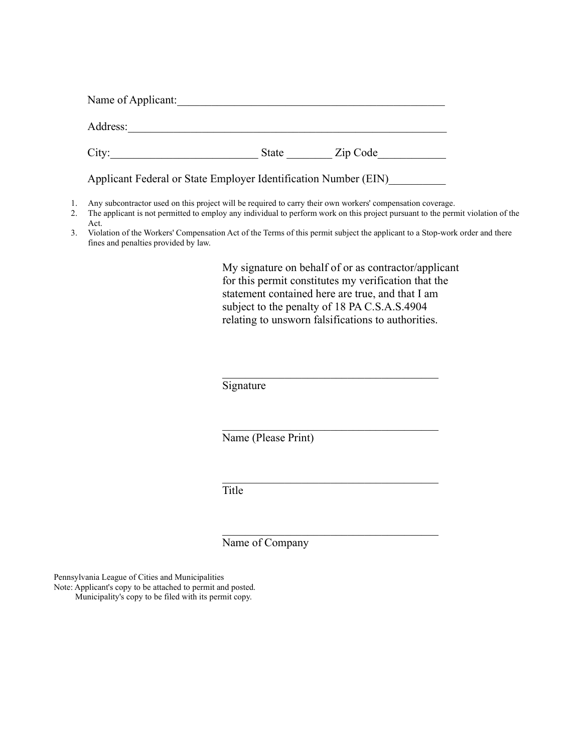Name of Applicant:_________________________________________________

Address:__________________________________________________________

City:__________________________ State ________ Zip Code____________

Applicant Federal or State Employer Identification Number (EIN)__________

1. Any subcontractor used on this project will be required to carry their own workers' compensation coverage.
2. The applicant is not permitted to employ any individual to perform work on this project pursuant to the permit violation of the Act.
3. Violation of the Workers' Compensation Act of the Terms of this permit subject the applicant to a Stop-work order and there fines and penalties provided by law.

My signature on behalf of or as contractor/applicant for this permit constitutes my verification that the statement contained here are true, and that I am subject to the penalty of 18 PA C.S.A.S.4904 relating to unsworn falsifications to authorities.

_______________________________________
Signature

_______________________________________
Name (Please Print)

_______________________________________
Title

_______________________________________
Name of Company

Pennsylvania League of Cities and Municipalities
Note: Applicant's copy to be attached to permit and posted.
Municipality's copy to be filed with its permit copy.